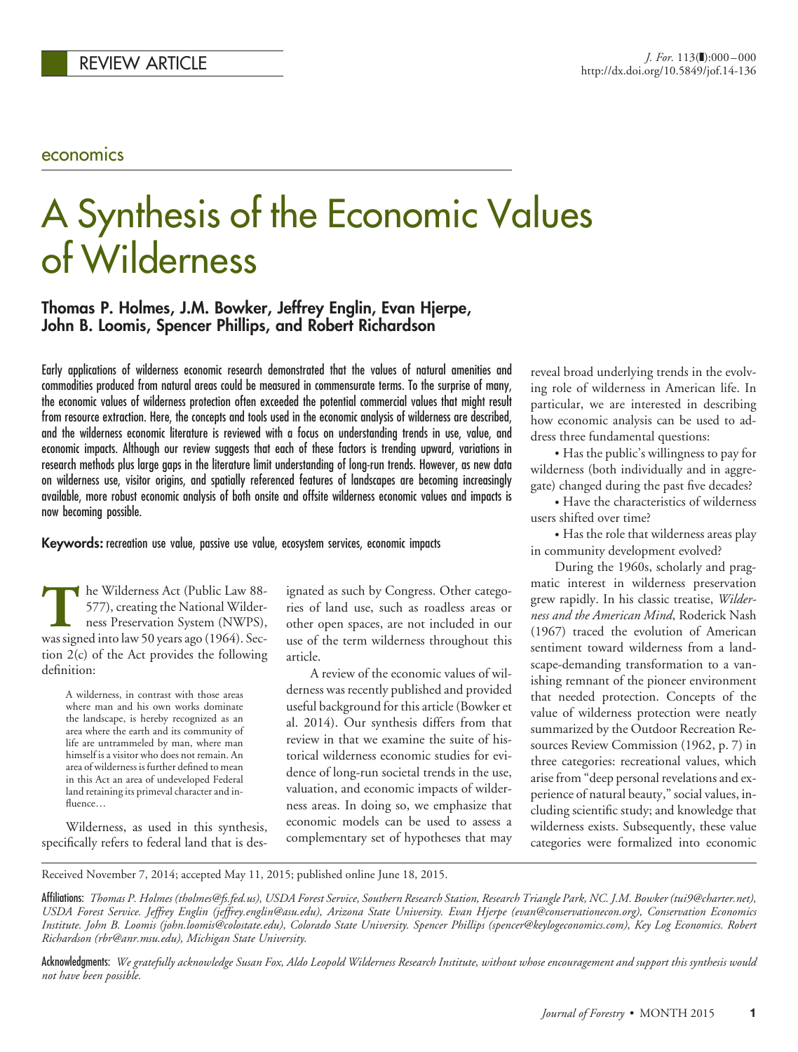REVIEW ARTICLE

economics

# A Synthesis of the Economic Values of Wilderness

**Thomas P. Holmes, J.M. Bowker, Jeffrey Englin, Evan Hjerpe, John B. Loomis, Spencer Phillips, and Robert Richardson**

Early applications of wilderness economic research demonstrated that the values of natural amenities and commodities produced from natural areas could be measured in commensurate terms. To the surprise of many, the economic values of wilderness protection often exceeded the potential commercial values that might result from resource extraction. Here, the concepts and tools used in the economic analysis of wilderness are described, and the wilderness economic literature is reviewed with a focus on understanding trends in use, value, and economic impacts. Although our review suggests that each of these factors is trending upward, variations in research methods plus large gaps in the literature limit understanding of long-run trends. However, as new data on wilderness use, visitor origins, and spatially referenced features of landscapes are becoming increasingly available, more robust economic analysis of both onsite and offsite wilderness economic values and impacts is now becoming possible.

**Keywords:** recreation use value, passive use value, ecosystem services, economic impacts

The Wilderness Act (Public Law 88-577), creating the National Wilderness Preservation System (NWPS), was signed into law 50 years ago (1964). Section 2(c) of the Act provides the following definition:

> A wilderness, in contrast with those areas where man and his own works dominate the landscape, is hereby recognized as an area where the earth and its community of life are untrammeled by man, where man himself is a visitor who does not remain. An area of wilderness is further defined to mean in this Act an area of undeveloped Federal land retaining its primeval character and influence…

Wilderness, as used in this synthesis, specifically refers to federal land that is designated as such by Congress. Other categories of land use, such as roadless areas or other open spaces, are not included in our use of the term wilderness throughout this article.

A review of the economic values of wilderness was recently published and provided useful background for this article (Bowker et al. 2014). Our synthesis differs from that review in that we examine the suite of historical wilderness economic studies for evidence of long-run societal trends in the use, valuation, and economic impacts of wilderness areas. In doing so, we emphasize that economic models can be used to assess a complementary set of hypotheses that may reveal broad underlying trends in the evolving role of wilderness in American life. In particular, we are interested in describing how economic analysis can be used to address three fundamental questions:

- Has the public's willingness to pay for wilderness (both individually and in aggregate) changed during the past five decades?
- Have the characteristics of wilderness users shifted over time?
- Has the role that wilderness areas play in community development evolved?

During the 1960s, scholarly and pragmatic interest in wilderness preservation grew rapidly. In his classic treatise, *Wilderness and the American Mind*, Roderick Nash (1967) traced the evolution of American sentiment toward wilderness from a landscape-demanding transformation to a vanishing remnant of the pioneer environment that needed protection. Concepts of the value of wilderness protection were neatly summarized by the Outdoor Recreation Resources Review Commission (1962, p. 7) in three categories: recreational values, which arise from "deep personal revelations and experience of natural beauty," social values, including scientific study; and knowledge that wilderness exists. Subsequently, these value categories were formalized into economic

Received November 7, 2014; accepted May 11, 2015; published online June 18, 2015.

Affiliations: *Thomas P. Holmes (tholmes@fs.fed.us), USDA Forest Service, Southern Research Station, Research Triangle Park, NC. J.M. Bowker (tui9@charter.net), USDA Forest Service. Jeffrey Englin (jeffrey.englin@asu.edu), Arizona State University. Evan Hjerpe (evan@conservationecon.org), Conservation Economics Institute. John B. Loomis (john.loomis@colostate.edu), Colorado State University. Spencer Phillips (spencer@keylogeconomics.com), Key Log Economics. Robert Richardson (rbr@anr.msu.edu), Michigan State University.*

Acknowledgments: *We gratefully acknowledge Susan Fox, Aldo Leopold Wilderness Research Institute, without whose encouragement and support this synthesis would not have been possible.*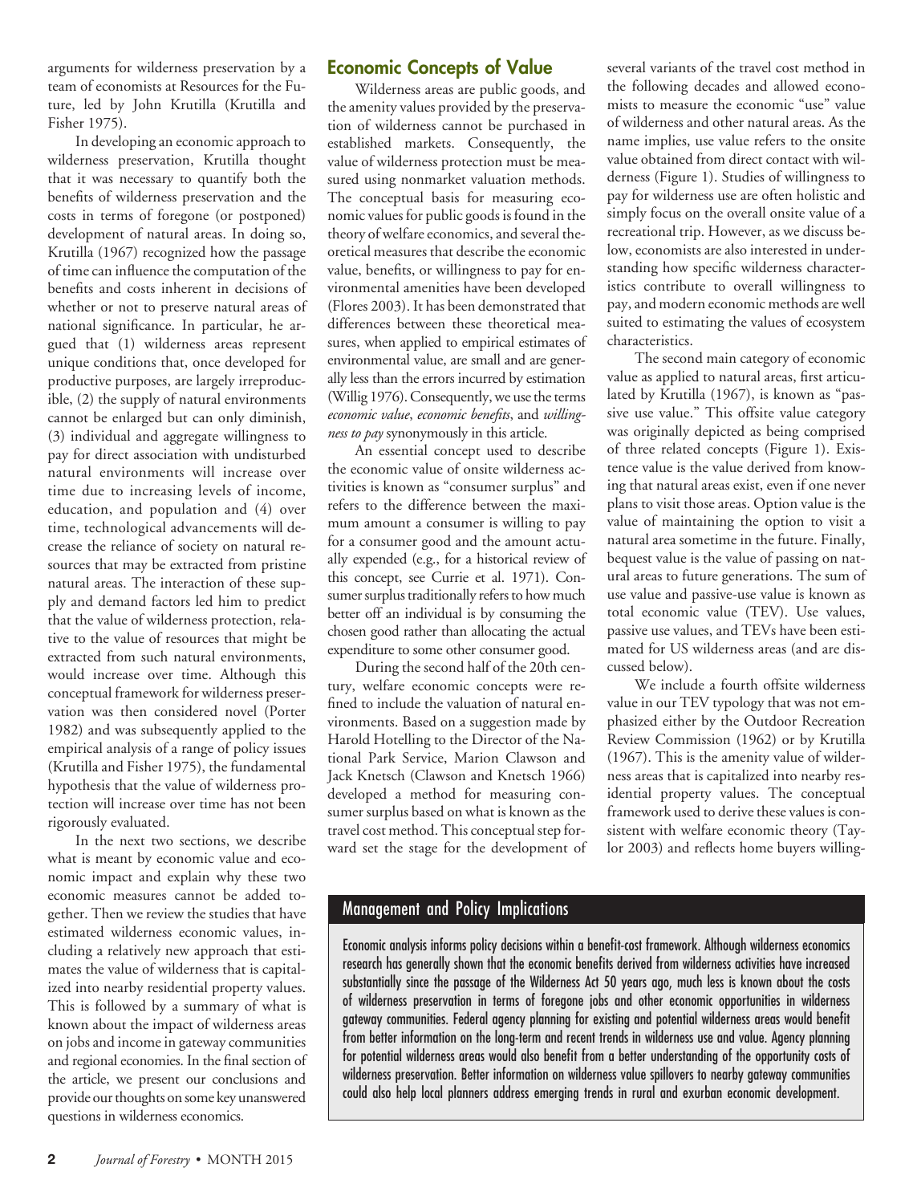arguments for wilderness preservation by a team of economists at Resources for the Future, led by John Krutilla (Krutilla and Fisher 1975).

In developing an economic approach to wilderness preservation, Krutilla thought that it was necessary to quantify both the benefits of wilderness preservation and the costs in terms of foregone (or postponed) development of natural areas. In doing so, Krutilla (1967) recognized how the passage of time can influence the computation of the benefits and costs inherent in decisions of whether or not to preserve natural areas of national significance. In particular, he argued that (1) wilderness areas represent unique conditions that, once developed for productive purposes, are largely irreproducible, (2) the supply of natural environments cannot be enlarged but can only diminish, (3) individual and aggregate willingness to pay for direct association with undisturbed natural environments will increase over time due to increasing levels of income, education, and population and (4) over time, technological advancements will decrease the reliance of society on natural resources that may be extracted from pristine natural areas. The interaction of these supply and demand factors led him to predict that the value of wilderness protection, relative to the value of resources that might be extracted from such natural environments, would increase over time. Although this conceptual framework for wilderness preservation was then considered novel (Porter 1982) and was subsequently applied to the empirical analysis of a range of policy issues (Krutilla and Fisher 1975), the fundamental hypothesis that the value of wilderness protection will increase over time has not been rigorously evaluated.

In the next two sections, we describe what is meant by economic value and economic impact and explain why these two economic measures cannot be added together. Then we review the studies that have estimated wilderness economic values, including a relatively new approach that estimates the value of wilderness that is capitalized into nearby residential property values. This is followed by a summary of what is known about the impact of wilderness areas on jobs and income in gateway communities and regional economies. In the final section of the article, we present our conclusions and provide our thoughts on some key unanswered questions in wilderness economics.

## Economic Concepts of Value

Wilderness areas are public goods, and the amenity values provided by the preservation of wilderness cannot be purchased in established markets. Consequently, the value of wilderness protection must be measured using nonmarket valuation methods. The conceptual basis for measuring economic values for public goods is found in the theory of welfare economics, and several theoretical measures that describe the economic value, benefits, or willingness to pay for environmental amenities have been developed (Flores 2003). It has been demonstrated that differences between these theoretical measures, when applied to empirical estimates of environmental value, are small and are generally less than the errors incurred by estimation (Willig 1976). Consequently, we use the terms *economic value*, *economic benefits*, and *willingness to pay* synonymously in this article.

An essential concept used to describe the economic value of onsite wilderness activities is known as "consumer surplus" and refers to the difference between the maximum amount a consumer is willing to pay for a consumer good and the amount actually expended (e.g., for a historical review of this concept, see Currie et al. 1971). Consumer surplus traditionally refers to how much better off an individual is by consuming the chosen good rather than allocating the actual expenditure to some other consumer good.

During the second half of the 20th century, welfare economic concepts were refined to include the valuation of natural environments. Based on a suggestion made by Harold Hotelling to the Director of the National Park Service, Marion Clawson and Jack Knetsch (Clawson and Knetsch 1966) developed a method for measuring consumer surplus based on what is known as the travel cost method. This conceptual step forward set the stage for the development of several variants of the travel cost method in the following decades and allowed economists to measure the economic "use" value of wilderness and other natural areas. As the name implies, use value refers to the onsite value obtained from direct contact with wilderness (Figure 1). Studies of willingness to pay for wilderness use are often holistic and simply focus on the overall onsite value of a recreational trip. However, as we discuss below, economists are also interested in understanding how specific wilderness characteristics contribute to overall willingness to pay, and modern economic methods are well suited to estimating the values of ecosystem characteristics.

The second main category of economic value as applied to natural areas, first articulated by Krutilla (1967), is known as "passive use value." This offsite value category was originally depicted as being comprised of three related concepts (Figure 1). Existence value is the value derived from knowing that natural areas exist, even if one never plans to visit those areas. Option value is the value of maintaining the option to visit a natural area sometime in the future. Finally, bequest value is the value of passing on natural areas to future generations. The sum of use value and passive-use value is known as total economic value (TEV). Use values, passive use values, and TEVs have been estimated for US wilderness areas (and are discussed below).

We include a fourth offsite wilderness value in our TEV typology that was not emphasized either by the Outdoor Recreation Review Commission (1962) or by Krutilla (1967). This is the amenity value of wilderness areas that is capitalized into nearby residential property values. The conceptual framework used to derive these values is consistent with welfare economic theory (Taylor 2003) and reflects home buyers willing-

### Management and Policy Implications

Economic analysis informs policy decisions within a benefit-cost framework. Although wilderness economics research has generally shown that the economic benefits derived from wilderness activities have increased substantially since the passage of the Wilderness Act 50 years ago, much less is known about the costs of wilderness preservation in terms of foregone jobs and other economic opportunities in wilderness gateway communities. Federal agency planning for existing and potential wilderness areas would benefit from better information on the long-term and recent trends in wilderness use and value. Agency planning for potential wilderness areas would also benefit from a better understanding of the opportunity costs of wilderness preservation. Better information on wilderness value spillovers to nearby gateway communities could also help local planners address emerging trends in rural and exurban economic development.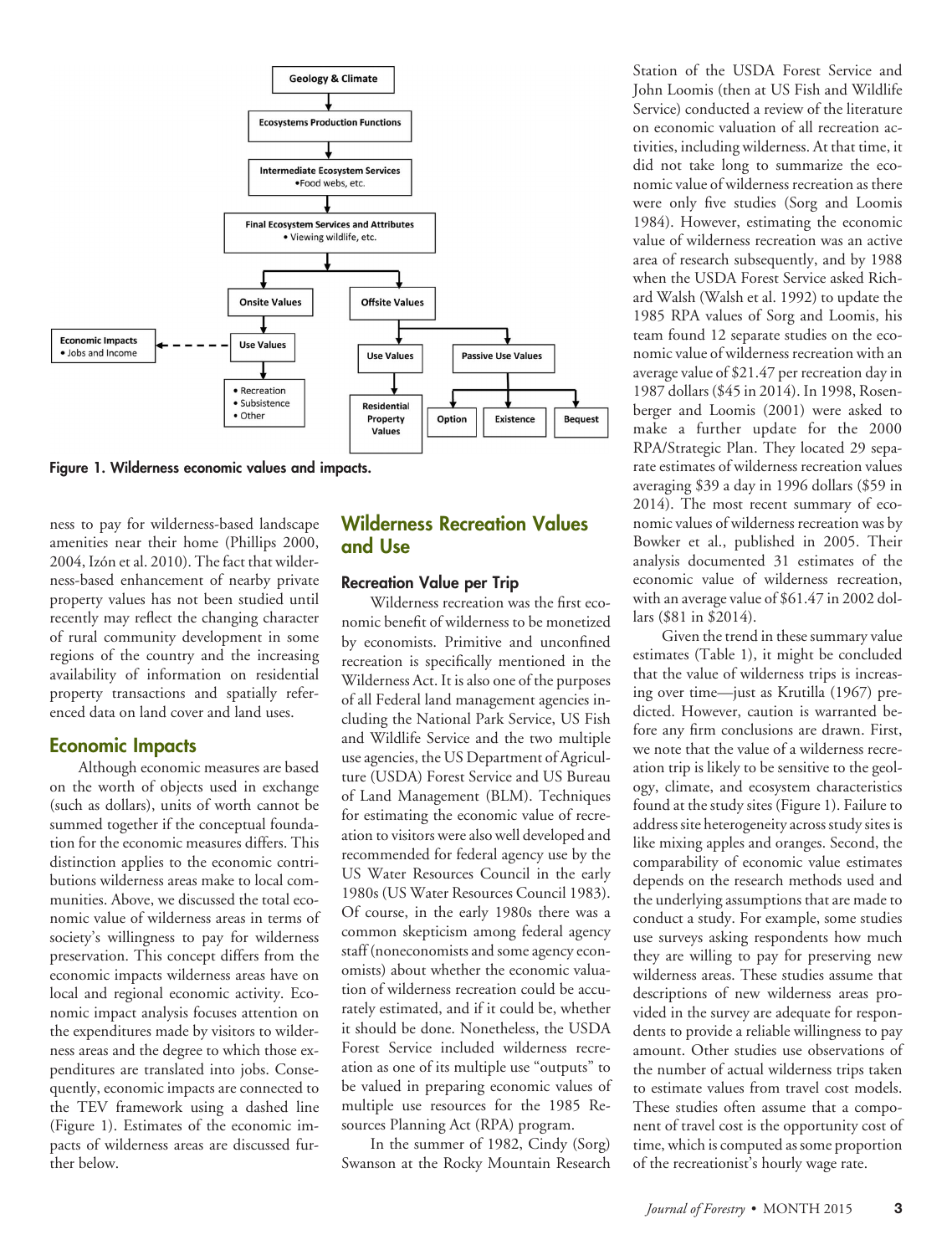Geology & Climate

Ecosystems Production Functions

Intermediate Ecosystem Services
•Food webs, etc.

Final Ecosystem Services and Attributes
• Viewing wildlife, etc.

Onsite Values | Offsite Values

Economic Impacts
• Jobs and Income

Use Values | Use Values | Passive Use Values

• Recreation
• Subsistence
• Other

Residential Property Values | Option | Existence | Bequest

**Figure 1. Wilderness economic values and impacts.**

ness to pay for wilderness-based landscape amenities near their home (Phillips 2000, 2004, Izón et al. 2010). The fact that wilderness-based enhancement of nearby private property values has not been studied until recently may reflect the changing character of rural community development in some regions of the country and the increasing availability of information on residential property transactions and spatially referenced data on land cover and land uses.

## Economic Impacts

Although economic measures are based on the worth of objects used in exchange (such as dollars), units of worth cannot be summed together if the conceptual foundation for the economic measures differs. This distinction applies to the economic contributions wilderness areas make to local communities. Above, we discussed the total economic value of wilderness areas in terms of society's willingness to pay for wilderness preservation. This concept differs from the economic impacts wilderness areas have on local and regional economic activity. Economic impact analysis focuses attention on the expenditures made by visitors to wilderness areas and the degree to which those expenditures are translated into jobs. Consequently, economic impacts are connected to the TEV framework using a dashed line (Figure 1). Estimates of the economic impacts of wilderness areas are discussed further below.

## Wilderness Recreation Values and Use

### Recreation Value per Trip

Wilderness recreation was the first economic benefit of wilderness to be monetized by economists. Primitive and unconfined recreation is specifically mentioned in the Wilderness Act. It is also one of the purposes of all Federal land management agencies including the National Park Service, US Fish and Wildlife Service and the two multiple use agencies, the US Department of Agriculture (USDA) Forest Service and US Bureau of Land Management (BLM). Techniques for estimating the economic value of recreation to visitors were also well developed and recommended for federal agency use by the US Water Resources Council in the early 1980s (US Water Resources Council 1983). Of course, in the early 1980s there was a common skepticism among federal agency staff (noneconomists and some agency economists) about whether the economic valuation of wilderness recreation could be accurately estimated, and if it could be, whether it should be done. Nonetheless, the USDA Forest Service included wilderness recreation as one of its multiple use "outputs" to be valued in preparing economic values of multiple use resources for the 1985 Resources Planning Act (RPA) program.

In the summer of 1982, Cindy (Sorg) Swanson at the Rocky Mountain Research Station of the USDA Forest Service and John Loomis (then at US Fish and Wildlife Service) conducted a review of the literature on economic valuation of all recreation activities, including wilderness. At that time, it did not take long to summarize the economic value of wilderness recreation as there were only five studies (Sorg and Loomis 1984). However, estimating the economic value of wilderness recreation was an active area of research subsequently, and by 1988 when the USDA Forest Service asked Richard Walsh (Walsh et al. 1992) to update the 1985 RPA values of Sorg and Loomis, his team found 12 separate studies on the economic value of wilderness recreation with an average value of $21.47 per recreation day in 1987 dollars ($45 in 2014). In 1998, Rosenberger and Loomis (2001) were asked to make a further update for the 2000 RPA/Strategic Plan. They located 29 separate estimates of wilderness recreation values averaging $39 a day in 1996 dollars ($59 in 2014). The most recent summary of economic values of wilderness recreation was by Bowker et al., published in 2005. Their analysis documented 31 estimates of the economic value of wilderness recreation, with an average value of $61.47 in 2002 dollars ($81 in $2014).

Given the trend in these summary value estimates (Table 1), it might be concluded that the value of wilderness trips is increasing over time—just as Krutilla (1967) predicted. However, caution is warranted before any firm conclusions are drawn. First, we note that the value of a wilderness recreation trip is likely to be sensitive to the geology, climate, and ecosystem characteristics found at the study sites (Figure 1). Failure to address site heterogeneity across study sites is like mixing apples and oranges. Second, the comparability of economic value estimates depends on the research methods used and the underlying assumptions that are made to conduct a study. For example, some studies use surveys asking respondents how much they are willing to pay for preserving new wilderness areas. These studies assume that descriptions of new wilderness areas provided in the survey are adequate for respondents to provide a reliable willingness to pay amount. Other studies use observations of the number of actual wilderness trips taken to estimate values from travel cost models. These studies often assume that a component of travel cost is the opportunity cost of time, which is computed as some proportion of the recreationist's hourly wage rate.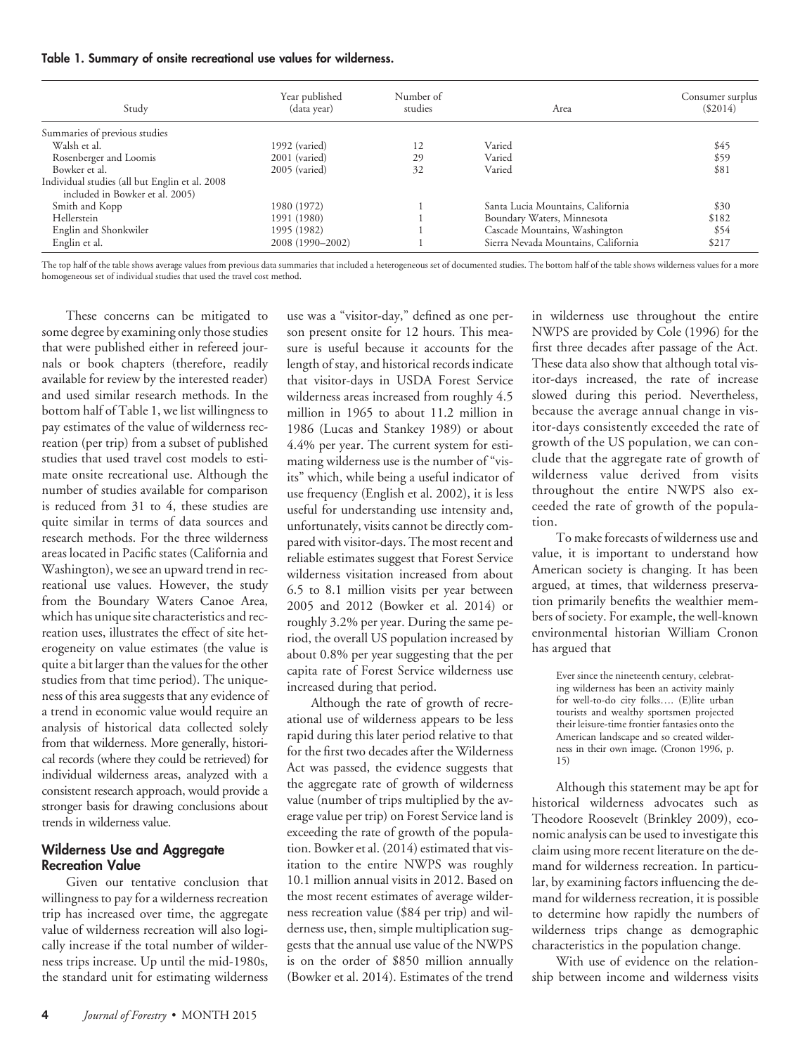**Table 1. Summary of onsite recreational use values for wilderness.**

| Study | Year published (data year) | Number of studies | Area | Consumer surplus ($2014) |
|---|---|---|---|---|
| Summaries of previous studies | | | | |
| Walsh et al. | 1992 (varied) | 12 | Varied | $45 |
| Rosenberger and Loomis | 2001 (varied) | 29 | Varied | $59 |
| Bowker et al. | 2005 (varied) | 32 | Varied | $81 |
| Individual studies (all but Englin et al. 2008 included in Bowker et al. 2005) | | | | |
| Smith and Kopp | 1980 (1972) | 1 | Santa Lucia Mountains, California | $30 |
| Hellerstein | 1991 (1980) | 1 | Boundary Waters, Minnesota | $182 |
| Englin and Shonkwiler | 1995 (1982) | 1 | Cascade Mountains, Washington | $54 |
| Englin et al. | 2008 (1990–2002) | 1 | Sierra Nevada Mountains, California | $217 |

The top half of the table shows average values from previous data summaries that included a heterogeneous set of documented studies. The bottom half of the table shows wilderness values for a more homogeneous set of individual studies that used the travel cost method.

These concerns can be mitigated to some degree by examining only those studies that were published either in refereed journals or book chapters (therefore, readily available for review by the interested reader) and used similar research methods. In the bottom half of Table 1, we list willingness to pay estimates of the value of wilderness recreation (per trip) from a subset of published studies that used travel cost models to estimate onsite recreational use. Although the number of studies available for comparison is reduced from 31 to 4, these studies are quite similar in terms of data sources and research methods. For the three wilderness areas located in Pacific states (California and Washington), we see an upward trend in recreational use values. However, the study from the Boundary Waters Canoe Area, which has unique site characteristics and recreation uses, illustrates the effect of site heterogeneity on value estimates (the value is quite a bit larger than the values for the other studies from that time period). The uniqueness of this area suggests that any evidence of a trend in economic value would require an analysis of historical data collected solely from that wilderness. More generally, historical records (where they could be retrieved) for individual wilderness areas, analyzed with a consistent research approach, would provide a stronger basis for drawing conclusions about trends in wilderness value.

## Wilderness Use and Aggregate Recreation Value

Given our tentative conclusion that willingness to pay for a wilderness recreation trip has increased over time, the aggregate value of wilderness recreation will also logically increase if the total number of wilderness trips increase. Up until the mid-1980s, the standard unit for estimating wilderness use was a "visitor-day," defined as one person present onsite for 12 hours. This measure is useful because it accounts for the length of stay, and historical records indicate that visitor-days in USDA Forest Service wilderness areas increased from roughly 4.5 million in 1965 to about 11.2 million in 1986 (Lucas and Stankey 1989) or about 4.4% per year. The current system for estimating wilderness use is the number of "visits" which, while being a useful indicator of use frequency (English et al. 2002), it is less useful for understanding use intensity and, unfortunately, visits cannot be directly compared with visitor-days. The most recent and reliable estimates suggest that Forest Service wilderness visitation increased from about 6.5 to 8.1 million visits per year between 2005 and 2012 (Bowker et al. 2014) or roughly 3.2% per year. During the same period, the overall US population increased by about 0.8% per year suggesting that the per capita rate of Forest Service wilderness use increased during that period.

Although the rate of growth of recreational use of wilderness appears to be less rapid during this later period relative to that for the first two decades after the Wilderness Act was passed, the evidence suggests that the aggregate rate of growth of wilderness value (number of trips multiplied by the average value per trip) on Forest Service land is exceeding the rate of growth of the population. Bowker et al. (2014) estimated that visitation to the entire NWPS was roughly 10.1 million annual visits in 2012. Based on the most recent estimates of average wilderness recreation value ($84 per trip) and wilderness use, then, simple multiplication suggests that the annual use value of the NWPS is on the order of $850 million annually (Bowker et al. 2014). Estimates of the trend in wilderness use throughout the entire NWPS are provided by Cole (1996) for the first three decades after passage of the Act. These data also show that although total visitor-days increased, the rate of increase slowed during this period. Nevertheless, because the average annual change in visitor-days consistently exceeded the rate of growth of the US population, we can conclude that the aggregate rate of growth of wilderness value derived from visits throughout the entire NWPS also exceeded the rate of growth of the population.

To make forecasts of wilderness use and value, it is important to understand how American society is changing. It has been argued, at times, that wilderness preservation primarily benefits the wealthier members of society. For example, the well-known environmental historian William Cronon has argued that

> Ever since the nineteenth century, celebrating wilderness has been an activity mainly for well-to-do city folks…. (E)lite urban tourists and wealthy sportsmen projected their leisure-time frontier fantasies onto the American landscape and so created wilderness in their own image. (Cronon 1996, p. 15)

Although this statement may be apt for historical wilderness advocates such as Theodore Roosevelt (Brinkley 2009), economic analysis can be used to investigate this claim using more recent literature on the demand for wilderness recreation. In particular, by examining factors influencing the demand for wilderness recreation, it is possible to determine how rapidly the numbers of wilderness trips change as demographic characteristics in the population change.

With use of evidence on the relationship between income and wilderness visits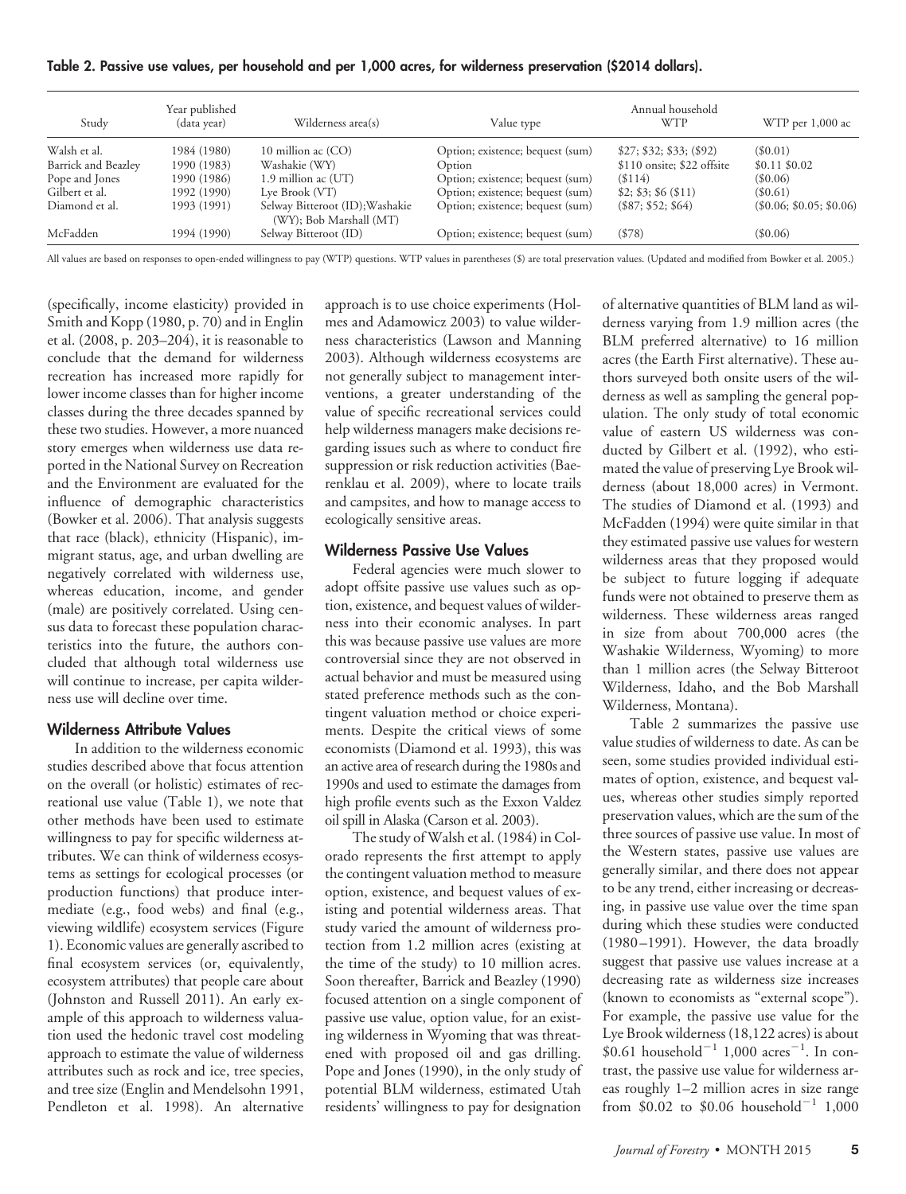**Table 2. Passive use values, per household and per 1,000 acres, for wilderness preservation ($2014 dollars).**

| Study | Year published (data year) | Wilderness area(s) | Value type | Annual household WTP | WTP per 1,000 ac |
|---|---|---|---|---|---|
| Walsh et al. | 1984 (1980) | 10 million ac (CO) | Option; existence; bequest (sum) | $27; $32; $33; ($92) | ($0.01) |
| Barrick and Beazley | 1990 (1983) | Washakie (WY) | Option | $110 onsite; $22 offsite | $0.11 $0.02 |
| Pope and Jones | 1990 (1986) | 1.9 million ac (UT) | Option; existence; bequest (sum) | ($114) | ($0.06) |
| Gilbert et al. | 1992 (1990) | Lye Brook (VT) | Option; existence; bequest (sum) | $2; $3; $6 ($11) | ($0.61) |
| Diamond et al. | 1993 (1991) | Selway Bitteroot (ID); Washakie (WY); Bob Marshall (MT) | Option; existence; bequest (sum) | ($87; $52; $64) | ($0.06; $0.05; $0.06) |
| McFadden | 1994 (1990) | Selway Bitteroot (ID) | Option; existence; bequest (sum) | ($78) | ($0.06) |

All values are based on responses to open-ended willingness to pay (WTP) questions. WTP values in parentheses ($) are total preservation values. (Updated and modified from Bowker et al. 2005.)

(specifically, income elasticity) provided in Smith and Kopp (1980, p. 70) and in Englin et al. (2008, p. 203–204), it is reasonable to conclude that the demand for wilderness recreation has increased more rapidly for lower income classes than for higher income classes during the three decades spanned by these two studies. However, a more nuanced story emerges when wilderness use data reported in the National Survey on Recreation and the Environment are evaluated for the influence of demographic characteristics (Bowker et al. 2006). That analysis suggests that race (black), ethnicity (Hispanic), immigrant status, age, and urban dwelling are negatively correlated with wilderness use, whereas education, income, and gender (male) are positively correlated. Using census data to forecast these population characteristics into the future, the authors concluded that although total wilderness use will continue to increase, per capita wilderness use will decline over time.

### Wilderness Attribute Values

In addition to the wilderness economic studies described above that focus attention on the overall (or holistic) estimates of recreational use value (Table 1), we note that other methods have been used to estimate willingness to pay for specific wilderness attributes. We can think of wilderness ecosystems as settings for ecological processes (or production functions) that produce intermediate (e.g., food webs) and final (e.g., viewing wildlife) ecosystem services (Figure 1). Economic values are generally ascribed to final ecosystem services (or, equivalently, ecosystem attributes) that people care about (Johnston and Russell 2011). An early example of this approach to wilderness valuation used the hedonic travel cost modeling approach to estimate the value of wilderness attributes such as rock and ice, tree species, and tree size (Englin and Mendelsohn 1991, Pendleton et al. 1998). An alternative approach is to use choice experiments (Holmes and Adamowicz 2003) to value wilderness characteristics (Lawson and Manning 2003). Although wilderness ecosystems are not generally subject to management interventions, a greater understanding of the value of specific recreational services could help wilderness managers make decisions regarding issues such as where to conduct fire suppression or risk reduction activities (Baerenklau et al. 2009), where to locate trails and campsites, and how to manage access to ecologically sensitive areas.

### Wilderness Passive Use Values

Federal agencies were much slower to adopt offsite passive use values such as option, existence, and bequest values of wilderness into their economic analyses. In part this was because passive use values are more controversial since they are not observed in actual behavior and must be measured using stated preference methods such as the contingent valuation method or choice experiments. Despite the critical views of some economists (Diamond et al. 1993), this was an active area of research during the 1980s and 1990s and used to estimate the damages from high profile events such as the Exxon Valdez oil spill in Alaska (Carson et al. 2003).

The study of Walsh et al. (1984) in Colorado represents the first attempt to apply the contingent valuation method to measure option, existence, and bequest values of existing and potential wilderness areas. That study varied the amount of wilderness protection from 1.2 million acres (existing at the time of the study) to 10 million acres. Soon thereafter, Barrick and Beazley (1990) focused attention on a single component of passive use value, option value, for an existing wilderness in Wyoming that was threatened with proposed oil and gas drilling. Pope and Jones (1990), in the only study of potential BLM wilderness, estimated Utah residents' willingness to pay for designation of alternative quantities of BLM land as wilderness varying from 1.9 million acres (the BLM preferred alternative) to 16 million acres (the Earth First alternative). These authors surveyed both onsite users of the wilderness as well as sampling the general population. The only study of total economic value of eastern US wilderness was conducted by Gilbert et al. (1992), who estimated the value of preserving Lye Brook wilderness (about 18,000 acres) in Vermont. The studies of Diamond et al. (1993) and McFadden (1994) were quite similar in that they estimated passive use values for western wilderness areas that they proposed would be subject to future logging if adequate funds were not obtained to preserve them as wilderness. These wilderness areas ranged in size from about 700,000 acres (the Washakie Wilderness, Wyoming) to more than 1 million acres (the Selway Bitteroot Wilderness, Idaho, and the Bob Marshall Wilderness, Montana).

Table 2 summarizes the passive use value studies of wilderness to date. As can be seen, some studies provided individual estimates of option, existence, and bequest values, whereas other studies simply reported preservation values, which are the sum of the three sources of passive use value. In most of the Western states, passive use values are generally similar, and there does not appear to be any trend, either increasing or decreasing, in passive use value over the time span during which these studies were conducted (1980–1991). However, the data broadly suggest that passive use values increase at a decreasing rate as wilderness size increases (known to economists as "external scope"). For example, the passive use value for the Lye Brook wilderness (18,122 acres) is about $0.61 household$^{-1}$ 1,000 acres$^{-1}$. In contrast, the passive use value for wilderness areas roughly 1–2 million acres in size range from $0.02 to $0.06 household$^{-1}$ 1,000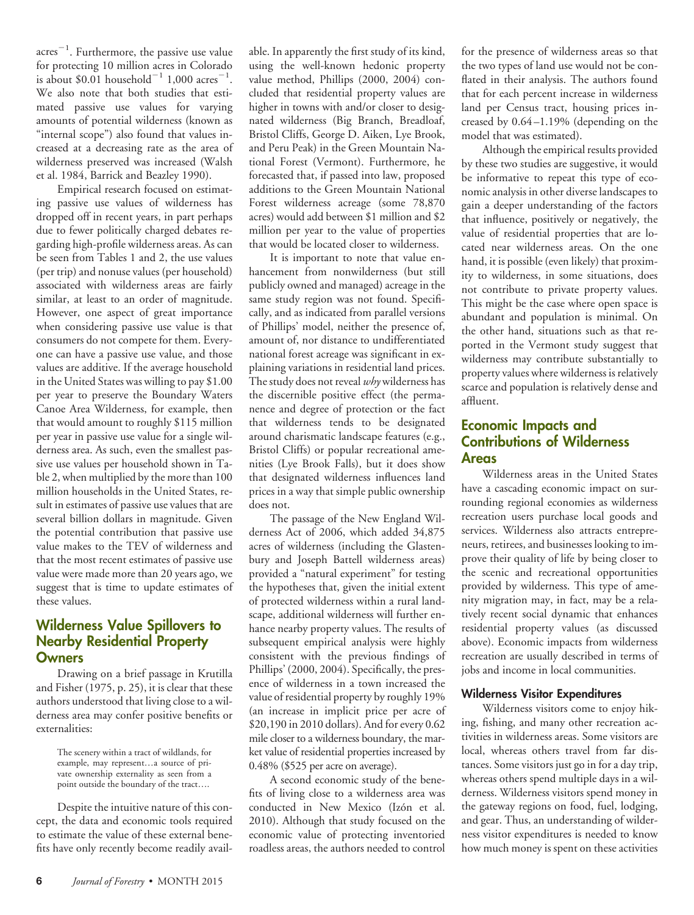acres$^{-1}$. Furthermore, the passive use value for protecting 10 million acres in Colorado is about \$0.01 household$^{-1}$ 1,000 acres$^{-1}$. We also note that both studies that estimated passive use values for varying amounts of potential wilderness (known as "internal scope") also found that values increased at a decreasing rate as the area of wilderness preserved was increased (Walsh et al. 1984, Barrick and Beazley 1990).

Empirical research focused on estimating passive use values of wilderness has dropped off in recent years, in part perhaps due to fewer politically charged debates regarding high-profile wilderness areas. As can be seen from Tables 1 and 2, the use values (per trip) and nonuse values (per household) associated with wilderness areas are fairly similar, at least to an order of magnitude. However, one aspect of great importance when considering passive use value is that consumers do not compete for them. Everyone can have a passive use value, and those values are additive. If the average household in the United States was willing to pay \$1.00 per year to preserve the Boundary Waters Canoe Area Wilderness, for example, then that would amount to roughly \$115 million per year in passive use value for a single wilderness area. As such, even the smallest passive use values per household shown in Table 2, when multiplied by the more than 100 million households in the United States, result in estimates of passive use values that are several billion dollars in magnitude. Given the potential contribution that passive use value makes to the TEV of wilderness and that the most recent estimates of passive use value were made more than 20 years ago, we suggest that is time to update estimates of these values.

## Wilderness Value Spillovers to Nearby Residential Property Owners

Drawing on a brief passage in Krutilla and Fisher (1975, p. 25), it is clear that these authors understood that living close to a wilderness area may confer positive benefits or externalities:

> The scenery within a tract of wildlands, for example, may represent…a source of private ownership externality as seen from a point outside the boundary of the tract….

Despite the intuitive nature of this concept, the data and economic tools required to estimate the value of these external benefits have only recently become readily available. In apparently the first study of its kind, using the well-known hedonic property value method, Phillips (2000, 2004) concluded that residential property values are higher in towns with and/or closer to designated wilderness (Big Branch, Breadloaf, Bristol Cliffs, George D. Aiken, Lye Brook, and Peru Peak) in the Green Mountain National Forest (Vermont). Furthermore, he forecasted that, if passed into law, proposed additions to the Green Mountain National Forest wilderness acreage (some 78,870 acres) would add between \$1 million and \$2 million per year to the value of properties that would be located closer to wilderness.

It is important to note that value enhancement from nonwilderness (but still publicly owned and managed) acreage in the same study region was not found. Specifically, and as indicated from parallel versions of Phillips' model, neither the presence of, amount of, nor distance to undifferentiated national forest acreage was significant in explaining variations in residential land prices. The study does not reveal *why* wilderness has the discernible positive effect (the permanence and degree of protection or the fact that wilderness tends to be designated around charismatic landscape features (e.g., Bristol Cliffs) or popular recreational amenities (Lye Brook Falls), but it does show that designated wilderness influences land prices in a way that simple public ownership does not.

The passage of the New England Wilderness Act of 2006, which added 34,875 acres of wilderness (including the Glastenbury and Joseph Battell wilderness areas) provided a "natural experiment" for testing the hypotheses that, given the initial extent of protected wilderness within a rural landscape, additional wilderness will further enhance nearby property values. The results of subsequent empirical analysis were highly consistent with the previous findings of Phillips' (2000, 2004). Specifically, the presence of wilderness in a town increased the value of residential property by roughly 19% (an increase in implicit price per acre of \$20,190 in 2010 dollars). And for every 0.62 mile closer to a wilderness boundary, the market value of residential properties increased by 0.48% (\$525 per acre on average).

A second economic study of the benefits of living close to a wilderness area was conducted in New Mexico (Izón et al. 2010). Although that study focused on the economic value of protecting inventoried roadless areas, the authors needed to control for the presence of wilderness areas so that the two types of land use would not be conflated in their analysis. The authors found that for each percent increase in wilderness land per Census tract, housing prices increased by 0.64–1.19% (depending on the model that was estimated).

Although the empirical results provided by these two studies are suggestive, it would be informative to repeat this type of economic analysis in other diverse landscapes to gain a deeper understanding of the factors that influence, positively or negatively, the value of residential properties that are located near wilderness areas. On the one hand, it is possible (even likely) that proximity to wilderness, in some situations, does not contribute to private property values. This might be the case where open space is abundant and population is minimal. On the other hand, situations such as that reported in the Vermont study suggest that wilderness may contribute substantially to property values where wilderness is relatively scarce and population is relatively dense and affluent.

## Economic Impacts and Contributions of Wilderness Areas

Wilderness areas in the United States have a cascading economic impact on surrounding regional economies as wilderness recreation users purchase local goods and services. Wilderness also attracts entrepreneurs, retirees, and businesses looking to improve their quality of life by being closer to the scenic and recreational opportunities provided by wilderness. This type of amenity migration may, in fact, may be a relatively recent social dynamic that enhances residential property values (as discussed above). Economic impacts from wilderness recreation are usually described in terms of jobs and income in local communities.

### Wilderness Visitor Expenditures

Wilderness visitors come to enjoy hiking, fishing, and many other recreation activities in wilderness areas. Some visitors are local, whereas others travel from far distances. Some visitors just go in for a day trip, whereas others spend multiple days in a wilderness. Wilderness visitors spend money in the gateway regions on food, fuel, lodging, and gear. Thus, an understanding of wilderness visitor expenditures is needed to know how much money is spent on these activities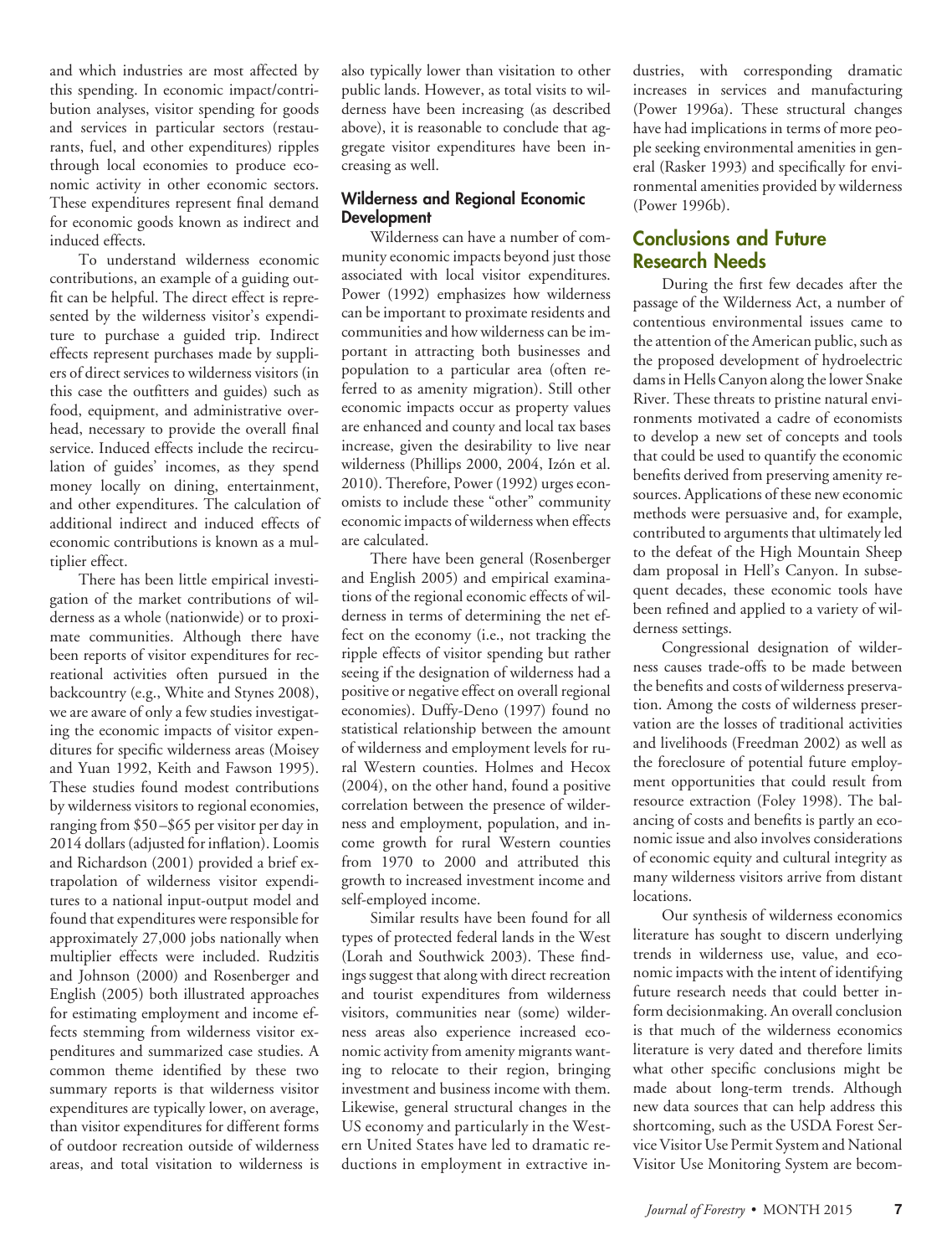and which industries are most affected by this spending. In economic impact/contribution analyses, visitor spending for goods and services in particular sectors (restaurants, fuel, and other expenditures) ripples through local economies to produce economic activity in other economic sectors. These expenditures represent final demand for economic goods known as indirect and induced effects.

To understand wilderness economic contributions, an example of a guiding outfit can be helpful. The direct effect is represented by the wilderness visitor's expenditure to purchase a guided trip. Indirect effects represent purchases made by suppliers of direct services to wilderness visitors (in this case the outfitters and guides) such as food, equipment, and administrative overhead, necessary to provide the overall final service. Induced effects include the recirculation of guides' incomes, as they spend money locally on dining, entertainment, and other expenditures. The calculation of additional indirect and induced effects of economic contributions is known as a multiplier effect.

There has been little empirical investigation of the market contributions of wilderness as a whole (nationwide) or to proximate communities. Although there have been reports of visitor expenditures for recreational activities often pursued in the backcountry (e.g., White and Stynes 2008), we are aware of only a few studies investigating the economic impacts of visitor expenditures for specific wilderness areas (Moisey and Yuan 1992, Keith and Fawson 1995). These studies found modest contributions by wilderness visitors to regional economies, ranging from $50–$65 per visitor per day in 2014 dollars (adjusted for inflation). Loomis and Richardson (2001) provided a brief extrapolation of wilderness visitor expenditures to a national input-output model and found that expenditures were responsible for approximately 27,000 jobs nationally when multiplier effects were included. Rudzitis and Johnson (2000) and Rosenberger and English (2005) both illustrated approaches for estimating employment and income effects stemming from wilderness visitor expenditures and summarized case studies. A common theme identified by these two summary reports is that wilderness visitor expenditures are typically lower, on average, than visitor expenditures for different forms of outdoor recreation outside of wilderness areas, and total visitation to wilderness is also typically lower than visitation to other public lands. However, as total visits to wilderness have been increasing (as described above), it is reasonable to conclude that aggregate visitor expenditures have been increasing as well.

### Wilderness and Regional Economic Development

Wilderness can have a number of community economic impacts beyond just those associated with local visitor expenditures. Power (1992) emphasizes how wilderness can be important to proximate residents and communities and how wilderness can be important in attracting both businesses and population to a particular area (often referred to as amenity migration). Still other economic impacts occur as property values are enhanced and county and local tax bases increase, given the desirability to live near wilderness (Phillips 2000, 2004, Izón et al. 2010). Therefore, Power (1992) urges economists to include these "other" community economic impacts of wilderness when effects are calculated.

There have been general (Rosenberger and English 2005) and empirical examinations of the regional economic effects of wilderness in terms of determining the net effect on the economy (i.e., not tracking the ripple effects of visitor spending but rather seeing if the designation of wilderness had a positive or negative effect on overall regional economies). Duffy-Deno (1997) found no statistical relationship between the amount of wilderness and employment levels for rural Western counties. Holmes and Hecox (2004), on the other hand, found a positive correlation between the presence of wilderness and employment, population, and income growth for rural Western counties from 1970 to 2000 and attributed this growth to increased investment income and self-employed income.

Similar results have been found for all types of protected federal lands in the West (Lorah and Southwick 2003). These findings suggest that along with direct recreation and tourist expenditures from wilderness visitors, communities near (some) wilderness areas also experience increased economic activity from amenity migrants wanting to relocate to their region, bringing investment and business income with them. Likewise, general structural changes in the US economy and particularly in the Western United States have led to dramatic reductions in employment in extractive industries, with corresponding dramatic increases in services and manufacturing (Power 1996a). These structural changes have had implications in terms of more people seeking environmental amenities in general (Rasker 1993) and specifically for environmental amenities provided by wilderness (Power 1996b).

## Conclusions and Future Research Needs

During the first few decades after the passage of the Wilderness Act, a number of contentious environmental issues came to the attention of the American public, such as the proposed development of hydroelectric dams in Hells Canyon along the lower Snake River. These threats to pristine natural environments motivated a cadre of economists to develop a new set of concepts and tools that could be used to quantify the economic benefits derived from preserving amenity resources. Applications of these new economic methods were persuasive and, for example, contributed to arguments that ultimately led to the defeat of the High Mountain Sheep dam proposal in Hell's Canyon. In subsequent decades, these economic tools have been refined and applied to a variety of wilderness settings.

Congressional designation of wilderness causes trade-offs to be made between the benefits and costs of wilderness preservation. Among the costs of wilderness preservation are the losses of traditional activities and livelihoods (Freedman 2002) as well as the foreclosure of potential future employment opportunities that could result from resource extraction (Foley 1998). The balancing of costs and benefits is partly an economic issue and also involves considerations of economic equity and cultural integrity as many wilderness visitors arrive from distant locations.

Our synthesis of wilderness economics literature has sought to discern underlying trends in wilderness use, value, and economic impacts with the intent of identifying future research needs that could better inform decisionmaking. An overall conclusion is that much of the wilderness economics literature is very dated and therefore limits what other specific conclusions might be made about long-term trends. Although new data sources that can help address this shortcoming, such as the USDA Forest Service Visitor Use Permit System and National Visitor Use Monitoring System are becom-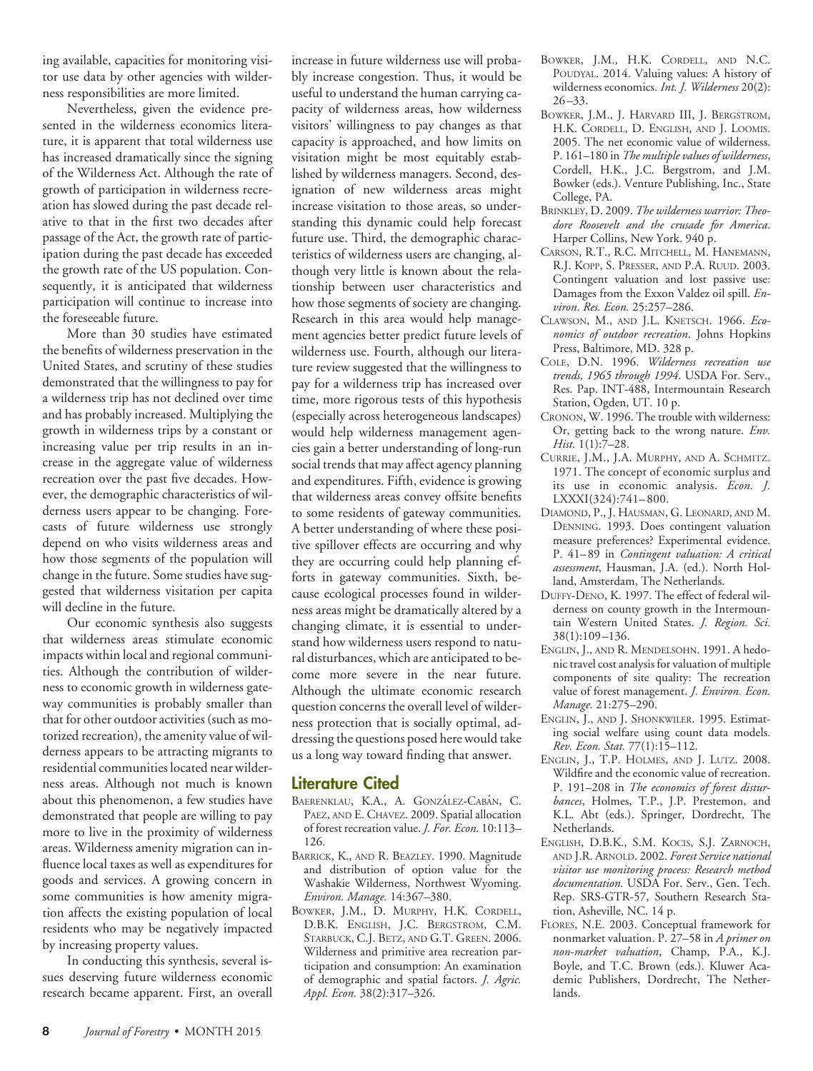ing available, capacities for monitoring visitor use data by other agencies with wilderness responsibilities are more limited.

Nevertheless, given the evidence presented in the wilderness economics literature, it is apparent that total wilderness use has increased dramatically since the signing of the Wilderness Act. Although the rate of growth of participation in wilderness recreation has slowed during the past decade relative to that in the first two decades after passage of the Act, the growth rate of participation during the past decade has exceeded the growth rate of the US population. Consequently, it is anticipated that wilderness participation will continue to increase into the foreseeable future.

More than 30 studies have estimated the benefits of wilderness preservation in the United States, and scrutiny of these studies demonstrated that the willingness to pay for a wilderness trip has not declined over time and has probably increased. Multiplying the growth in wilderness trips by a constant or increasing value per trip results in an increase in the aggregate value of wilderness recreation over the past five decades. However, the demographic characteristics of wilderness users appear to be changing. Forecasts of future wilderness use strongly depend on who visits wilderness areas and how those segments of the population will change in the future. Some studies have suggested that wilderness visitation per capita will decline in the future.

Our economic synthesis also suggests that wilderness areas stimulate economic impacts within local and regional communities. Although the contribution of wilderness to economic growth in wilderness gateway communities is probably smaller than that for other outdoor activities (such as motorized recreation), the amenity value of wilderness appears to be attracting migrants to residential communities located near wilderness areas. Although not much is known about this phenomenon, a few studies have demonstrated that people are willing to pay more to live in the proximity of wilderness areas. Wilderness amenity migration can influence local taxes as well as expenditures for goods and services. A growing concern in some communities is how amenity migration affects the existing population of local residents who may be negatively impacted by increasing property values.

In conducting this synthesis, several issues deserving future wilderness economic research became apparent. First, an overall increase in future wilderness use will probably increase congestion. Thus, it would be useful to understand the human carrying capacity of wilderness areas, how wilderness visitors' willingness to pay changes as that capacity is approached, and how limits on visitation might be most equitably established by wilderness managers. Second, designation of new wilderness areas might increase visitation to those areas, so understanding this dynamic could help forecast future use. Third, the demographic characteristics of wilderness users are changing, although very little is known about the relationship between user characteristics and how those segments of society are changing. Research in this area would help management agencies better predict future levels of wilderness use. Fourth, although our literature review suggested that the willingness to pay for a wilderness trip has increased over time, more rigorous tests of this hypothesis (especially across heterogeneous landscapes) would help wilderness management agencies gain a better understanding of long-run social trends that may affect agency planning and expenditures. Fifth, evidence is growing that wilderness areas convey offsite benefits to some residents of gateway communities. A better understanding of where these positive spillover effects are occurring and why they are occurring could help planning efforts in gateway communities. Sixth, because ecological processes found in wilderness areas might be dramatically altered by a changing climate, it is essential to understand how wilderness users respond to natural disturbances, which are anticipated to become more severe in the near future. Although the ultimate economic research question concerns the overall level of wilderness protection that is socially optimal, addressing the questions posed here would take us a long way toward finding that answer.

## Literature Cited

Baerenklau, K.A., A. González-Cabán, C. Paez, and E. Chavez. 2009. Spatial allocation of forest recreation value. *J. For. Econ.* 10:113–126.

Barrick, K., and R. Beazley. 1990. Magnitude and distribution of option value for the Washakie Wilderness, Northwest Wyoming. *Environ. Manage.* 14:367–380.

Bowker, J.M., D. Murphy, H.K. Cordell, D.B.K. English, J.C. Bergstrom, C.M. Starbuck, C.J. Betz, and G.T. Green. 2006. Wilderness and primitive area recreation participation and consumption: An examination of demographic and spatial factors. *J. Agric. Appl. Econ.* 38(2):317–326.

Bowker, J.M., H.K. Cordell, and N.C. Poudyal. 2014. Valuing values: A history of wilderness economics. *Int. J. Wilderness* 20(2):26–33.

Bowker, J.M., J. Harvard III, J. Bergstrom, H.K. Cordell, D. English, and J. Loomis. 2005. The net economic value of wilderness. P. 161–180 in *The multiple values of wilderness*, Cordell, H.K., J.C. Bergstrom, and J.M. Bowker (eds.). Venture Publishing, Inc., State College, PA.

Brinkley, D. 2009. *The wilderness warrior: Theodore Roosevelt and the crusade for America*. Harper Collins, New York. 940 p.

Carson, R.T., R.C. Mitchell, M. Hanemann, R.J. Kopp, S. Presser, and P.A. Ruud. 2003. Contingent valuation and lost passive use: Damages from the Exxon Valdez oil spill. *Environ. Res. Econ.* 25:257–286.

Clawson, M., and J.L. Knetsch. 1966. *Economics of outdoor recreation*. Johns Hopkins Press, Baltimore, MD. 328 p.

Cole, D.N. 1996. *Wilderness recreation use trends, 1965 through 1994*. USDA For. Serv., Res. Pap. INT-488, Intermountain Research Station, Ogden, UT. 10 p.

Cronon, W. 1996. The trouble with wilderness: Or, getting back to the wrong nature. *Env. Hist.* 1(1):7–28.

Currie, J.M., J.A. Murphy, and A. Schmitz. 1971. The concept of economic surplus and its use in economic analysis. *Econ. J.* LXXXI(324):741–800.

Diamond, P., J. Hausman, G. Leonard, and M. Denning. 1993. Does contingent valuation measure preferences? Experimental evidence. P. 41–89 in *Contingent valuation: A critical assessment*, Hausman, J.A. (ed.). North Holland, Amsterdam, The Netherlands.

Duffy-Deno, K. 1997. The effect of federal wilderness on county growth in the Intermountain Western United States. *J. Region. Sci.* 38(1):109–136.

Englin, J., and R. Mendelsohn. 1991. A hedonic travel cost analysis for valuation of multiple components of site quality: The recreation value of forest management. *J. Environ. Econ. Manage.* 21:275–290.

Englin, J., and J. Shonkwiler. 1995. Estimating social welfare using count data models. *Rev. Econ. Stat.* 77(1):15–112.

Englin, J., T.P. Holmes, and J. Lutz. 2008. Wildfire and the economic value of recreation. P. 191–208 in *The economics of forest disturbances*, Holmes, T.P., J.P. Prestemon, and K.L. Abt (eds.). Springer, Dordrecht, The Netherlands.

English, D.B.K., S.M. Kocis, S.J. Zarnoch, and J.R. Arnold. 2002. *Forest Service national visitor use monitoring process: Research method documentation.* USDA For. Serv., Gen. Tech. Rep. SRS-GTR-57, Southern Research Station, Asheville, NC. 14 p.

Flores, N.E. 2003. Conceptual framework for nonmarket valuation. P. 27–58 in *A primer on non-market valuation*, Champ, P.A., K.J. Boyle, and T.C. Brown (eds.). Kluwer Academic Publishers, Dordrecht, The Netherlands.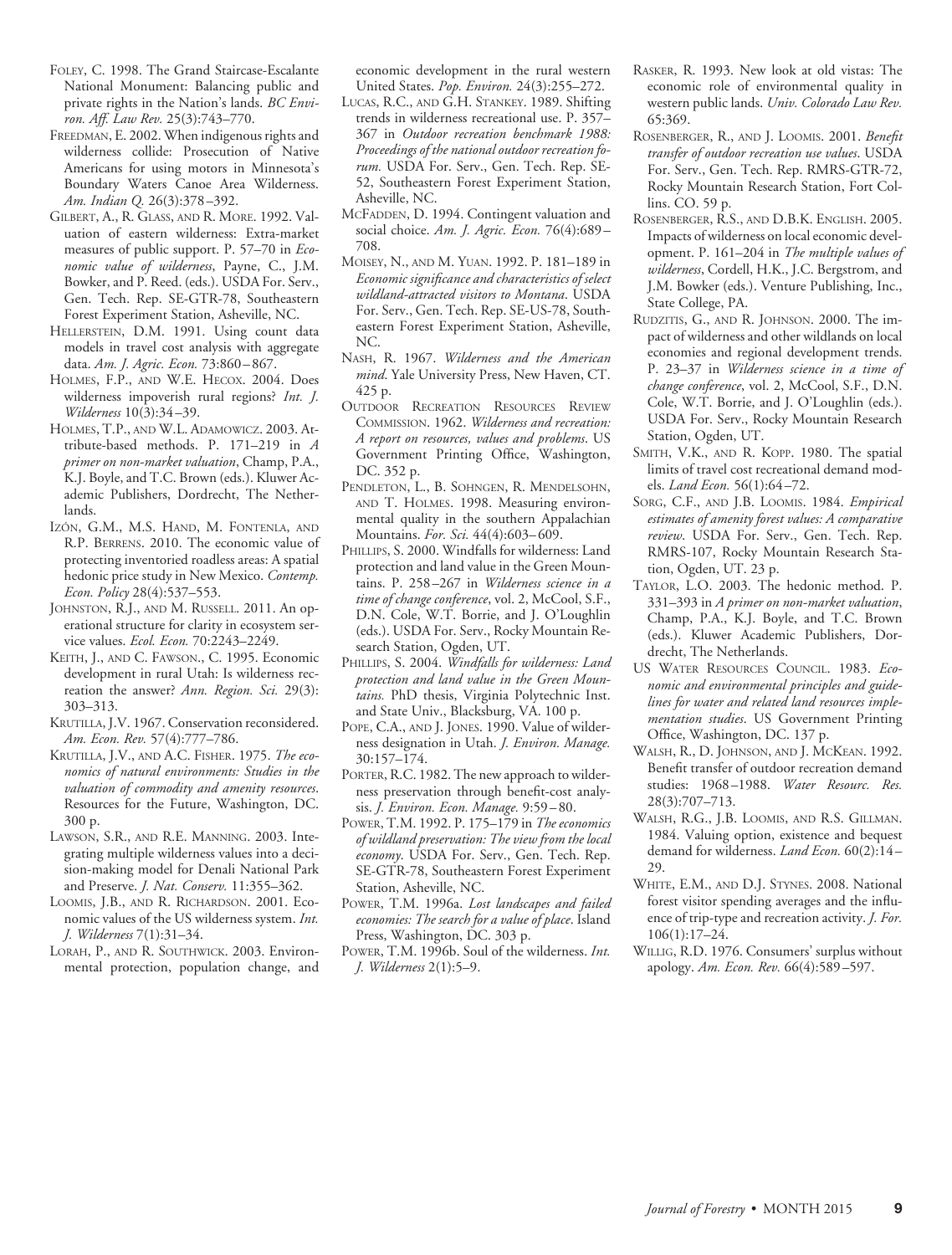Foley, C. 1998. The Grand Staircase-Escalante National Monument: Balancing public and private rights in the Nation's lands. *BC Environ. Aff. Law Rev.* 25(3):743–770.

Freedman, E. 2002. When indigenous rights and wilderness collide: Prosecution of Native Americans for using motors in Minnesota's Boundary Waters Canoe Area Wilderness. *Am. Indian Q.* 26(3):378–392.

Gilbert, A., R. Glass, and R. More. 1992. Valuation of eastern wilderness: Extra-market measures of public support. P. 57–70 in *Economic value of wilderness*, Payne, C., J.M. Bowker, and P. Reed. (eds.). USDA For. Serv., Gen. Tech. Rep. SE-GTR-78, Southeastern Forest Experiment Station, Asheville, NC.

Hellerstein, D.M. 1991. Using count data models in travel cost analysis with aggregate data. *Am. J. Agric. Econ.* 73:860–867.

Holmes, F.P., and W.E. Hecox. 2004. Does wilderness impoverish rural regions? *Int. J. Wilderness* 10(3):34–39.

Holmes, T.P., and W.L. Adamowicz. 2003. Attribute-based methods. P. 171–219 in *A primer on non-market valuation*, Champ, P.A., K.J. Boyle, and T.C. Brown (eds.). Kluwer Academic Publishers, Dordrecht, The Netherlands.

Izón, G.M., M.S. Hand, M. Fontenla, and R.P. Berrens. 2010. The economic value of protecting inventoried roadless areas: A spatial hedonic price study in New Mexico. *Contemp. Econ. Policy* 28(4):537–553.

Johnston, R.J., and M. Russell. 2011. An operational structure for clarity in ecosystem service values. *Ecol. Econ.* 70:2243–2249.

Keith, J., and C. Fawson., C. 1995. Economic development in rural Utah: Is wilderness recreation the answer? *Ann. Region. Sci.* 29(3): 303–313.

Krutilla, J.V. 1967. Conservation reconsidered. *Am. Econ. Rev.* 57(4):777–786.

Krutilla, J.V., and A.C. Fisher. 1975. *The economics of natural environments: Studies in the valuation of commodity and amenity resources*. Resources for the Future, Washington, DC. 300 p.

Lawson, S.R., and R.E. Manning. 2003. Integrating multiple wilderness values into a decision-making model for Denali National Park and Preserve. *J. Nat. Conserv.* 11:355–362.

Loomis, J.B., and R. Richardson. 2001. Economic values of the US wilderness system. *Int. J. Wilderness* 7(1):31–34.

Lorah, P., and R. Southwick. 2003. Environmental protection, population change, and economic development in the rural western United States. *Pop. Environ.* 24(3):255–272.

Lucas, R.C., and G.H. Stankey. 1989. Shifting trends in wilderness recreational use. P. 357–367 in *Outdoor recreation benchmark 1988: Proceedings of the national outdoor recreation forum.* USDA For. Serv., Gen. Tech. Rep. SE-52, Southeastern Forest Experiment Station, Asheville, NC.

McFadden, D. 1994. Contingent valuation and social choice. *Am. J. Agric. Econ.* 76(4):689–708.

Moisey, N., and M. Yuan. 1992. P. 181–189 in *Economic significance and characteristics of select wildland-attracted visitors to Montana*. USDA For. Serv., Gen. Tech. Rep. SE-US-78, Southeastern Forest Experiment Station, Asheville, NC.

Nash, R. 1967. *Wilderness and the American mind*. Yale University Press, New Haven, CT. 425 p.

Outdoor Recreation Resources Review Commission. 1962. *Wilderness and recreation: A report on resources, values and problems*. US Government Printing Office, Washington, DC. 352 p.

Pendleton, L., B. Sohngen, R. Mendelsohn, and T. Holmes. 1998. Measuring environmental quality in the southern Appalachian Mountains. *For. Sci.* 44(4):603–609.

Phillips, S. 2000. Windfalls for wilderness: Land protection and land value in the Green Mountains. P. 258–267 in *Wilderness science in a time of change conference*, vol. 2, McCool, S.F., D.N. Cole, W.T. Borrie, and J. O'Loughlin (eds.). USDA For. Serv., Rocky Mountain Research Station, Ogden, UT.

Phillips, S. 2004. *Windfalls for wilderness: Land protection and land value in the Green Mountains.* PhD thesis, Virginia Polytechnic Inst. and State Univ., Blacksburg, VA. 100 p.

Pope, C.A., and J. Jones. 1990. Value of wilderness designation in Utah. *J. Environ. Manage.* 30:157–174.

Porter, R.C. 1982. The new approach to wilderness preservation through benefit-cost analysis. *J. Environ. Econ. Manage.* 9:59–80.

Power, T.M. 1992. P. 175–179 in *The economics of wildland preservation: The view from the local economy*. USDA For. Serv., Gen. Tech. Rep. SE-GTR-78, Southeastern Forest Experiment Station, Asheville, NC.

Power, T.M. 1996a. *Lost landscapes and failed economies: The search for a value of place*. Island Press, Washington, DC. 303 p.

Power, T.M. 1996b. Soul of the wilderness. *Int. J. Wilderness* 2(1):5–9.

Rasker, R. 1993. New look at old vistas: The economic role of environmental quality in western public lands. *Univ. Colorado Law Rev.* 65:369.

Rosenberger, R., and J. Loomis. 2001. *Benefit transfer of outdoor recreation use values*. USDA For. Serv., Gen. Tech. Rep. RMRS-GTR-72, Rocky Mountain Research Station, Fort Collins. CO. 59 p.

Rosenberger, R.S., and D.B.K. English. 2005. Impacts of wilderness on local economic development. P. 161–204 in *The multiple values of wilderness*, Cordell, H.K., J.C. Bergstrom, and J.M. Bowker (eds.). Venture Publishing, Inc., State College, PA.

Rudzitis, G., and R. Johnson. 2000. The impact of wilderness and other wildlands on local economies and regional development trends. P. 23–37 in *Wilderness science in a time of change conference*, vol. 2, McCool, S.F., D.N. Cole, W.T. Borrie, and J. O'Loughlin (eds.). USDA For. Serv., Rocky Mountain Research Station, Ogden, UT.

Smith, V.K., and R. Kopp. 1980. The spatial limits of travel cost recreational demand models. *Land Econ.* 56(1):64–72.

Sorg, C.F., and J.B. Loomis. 1984. *Empirical estimates of amenity forest values: A comparative review*. USDA For. Serv., Gen. Tech. Rep. RMRS-107, Rocky Mountain Research Station, Ogden, UT. 23 p.

Taylor, L.O. 2003. The hedonic method. P. 331–393 in *A primer on non-market valuation*, Champ, P.A., K.J. Boyle, and T.C. Brown (eds.). Kluwer Academic Publishers, Dordrecht, The Netherlands.

US Water Resources Council. 1983. *Economic and environmental principles and guidelines for water and related land resources implementation studies*. US Government Printing Office, Washington, DC. 137 p.

Walsh, R., D. Johnson, and J. McKean. 1992. Benefit transfer of outdoor recreation demand studies: 1968–1988. *Water Resourc. Res.* 28(3):707–713.

Walsh, R.G., J.B. Loomis, and R.S. Gillman. 1984. Valuing option, existence and bequest demand for wilderness. *Land Econ.* 60(2):14–29.

White, E.M., and D.J. Stynes. 2008. National forest visitor spending averages and the influence of trip-type and recreation activity. *J. For.* 106(1):17–24.

Willig, R.D. 1976. Consumers' surplus without apology. *Am. Econ. Rev.* 66(4):589–597.